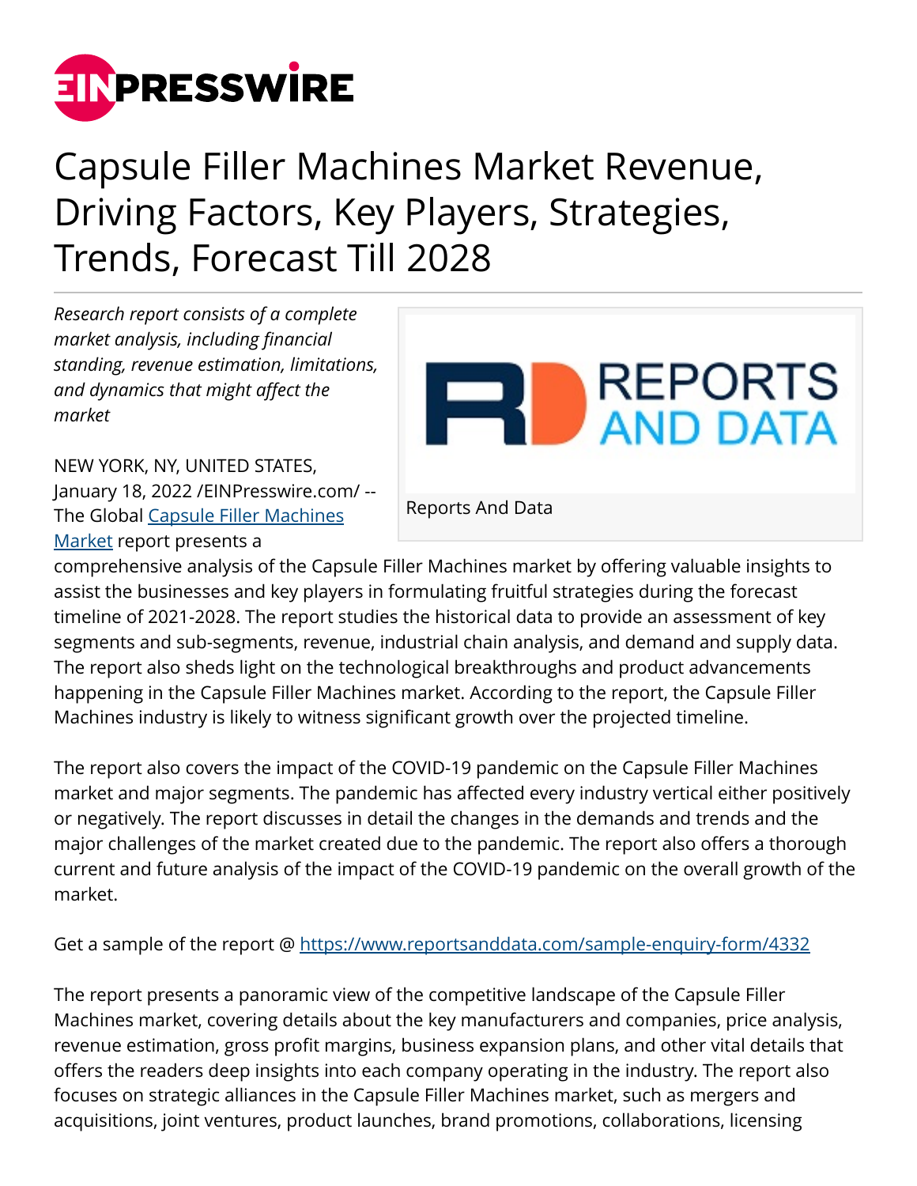# Capsule Filler Machines Market Revenue, Driving Factors, Key Players, Strategies, Trends, Forecast Till 2028

*Research report consists of a complete market analysis, including financial standing, revenue estimation, limitations, and dynamics that might affect the market*

Reports And Data

NEW YORK, NY, UNITED STATES, January 18, 2022 /EINPresswire.com/ -- The Global Capsule Filler Machines Market report presents a comprehensive analysis of the Capsule Filler Machines market by offering valuable insights to assist the businesses and key players in formulating fruitful strategies during the forecast timeline of 2021-2028. The report studies the historical data to provide an assessment of key segments and sub-segments, revenue, industrial chain analysis, and demand and supply data. The report also sheds light on the technological breakthroughs and product advancements happening in the Capsule Filler Machines market. According to the report, the Capsule Filler Machines industry is likely to witness significant growth over the projected timeline.

The report also covers the impact of the COVID-19 pandemic on the Capsule Filler Machines market and major segments. The pandemic has affected every industry vertical either positively or negatively. The report discusses in detail the changes in the demands and trends and the major challenges of the market created due to the pandemic. The report also offers a thorough current and future analysis of the impact of the COVID-19 pandemic on the overall growth of the market.

Get a sample of the report @ https://www.reportsanddata.com/sample-enquiry-form/4332

The report presents a panoramic view of the competitive landscape of the Capsule Filler Machines market, covering details about the key manufacturers and companies, price analysis, revenue estimation, gross profit margins, business expansion plans, and other vital details that offers the readers deep insights into each company operating in the industry. The report also focuses on strategic alliances in the Capsule Filler Machines market, such as mergers and acquisitions, joint ventures, product launches, brand promotions, collaborations, licensing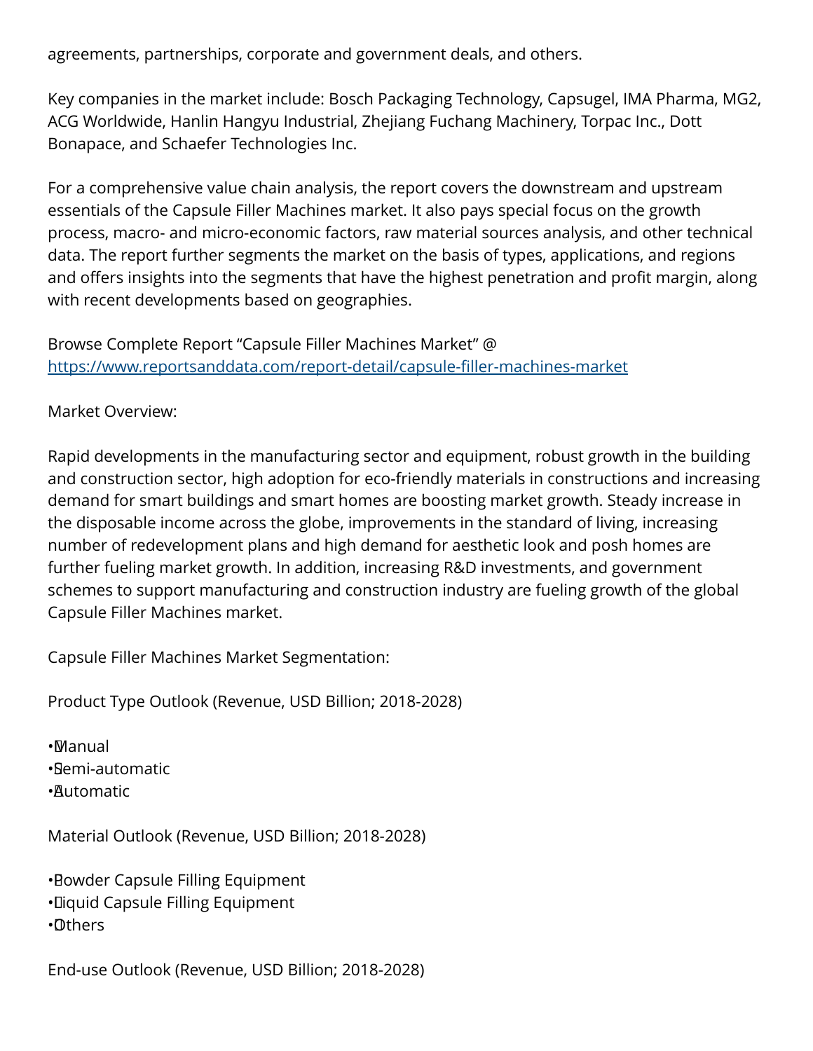agreements, partnerships, corporate and government deals, and others.

Key companies in the market include: Bosch Packaging Technology, Capsugel, IMA Pharma, MG2, ACG Worldwide, Hanlin Hangyu Industrial, Zhejiang Fuchang Machinery, Torpac Inc., Dott Bonapace, and Schaefer Technologies Inc.

For a comprehensive value chain analysis, the report covers the downstream and upstream essentials of the Capsule Filler Machines market. It also pays special focus on the growth process, macro- and micro-economic factors, raw material sources analysis, and other technical data. The report further segments the market on the basis of types, applications, and regions and offers insights into the segments that have the highest penetration and profit margin, along with recent developments based on geographies.

Browse Complete Report "Capsule Filler Machines Market" @ [https://www.reportsanddata.com/report-detail/capsule-filler-machines-market](https://www.reportsanddata.com/report-detail/capsule-filler-machines-market)

Market Overview:

Rapid developments in the manufacturing sector and equipment, robust growth in the building and construction sector, high adoption for eco-friendly materials in constructions and increasing demand for smart buildings and smart homes are boosting market growth. Steady increase in the disposable income across the globe, improvements in the standard of living, increasing number of redevelopment plans and high demand for aesthetic look and posh homes are further fueling market growth. In addition, increasing R&D investments, and government schemes to support manufacturing and construction industry are fueling growth of the global Capsule Filler Machines market.

Capsule Filler Machines Market Segmentation:

Product Type Outlook (Revenue, USD Billion; 2018-2028)

- Manual
- Semi-automatic
- Automatic

Material Outlook (Revenue, USD Billion; 2018-2028)

- Powder Capsule Filling Equipment
- Liquid Capsule Filling Equipment
- Others

End-use Outlook (Revenue, USD Billion; 2018-2028)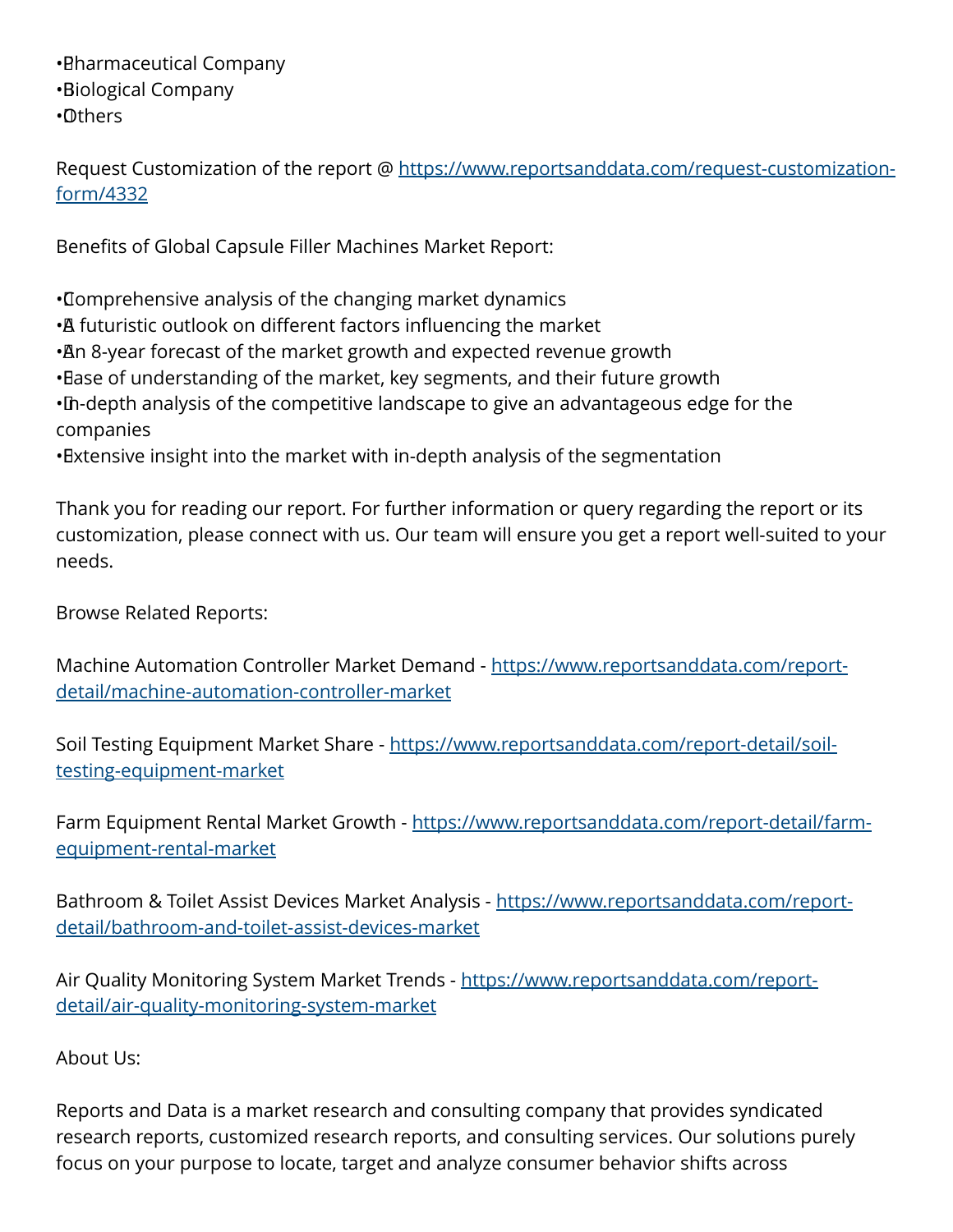- Pharmaceutical Company
- Biological Company
- Others

Request Customization of the report @ [https://www.reportsanddata.com/request-customization-form/4332](https://www.reportsanddata.com/request-customization-form/4332)

Benefits of Global Capsule Filler Machines Market Report:

- Comprehensive analysis of the changing market dynamics
- A futuristic outlook on different factors influencing the market
- An 8-year forecast of the market growth and expected revenue growth
- Ease of understanding of the market, key segments, and their future growth
- In-depth analysis of the competitive landscape to give an advantageous edge for the companies
- Extensive insight into the market with in-depth analysis of the segmentation

Thank you for reading our report. For further information or query regarding the report or its customization, please connect with us. Our team will ensure you get a report well-suited to your needs.

Browse Related Reports:

Machine Automation Controller Market Demand - [https://www.reportsanddata.com/report-detail/machine-automation-controller-market](https://www.reportsanddata.com/report-detail/machine-automation-controller-market)

Soil Testing Equipment Market Share - [https://www.reportsanddata.com/report-detail/soil-testing-equipment-market](https://www.reportsanddata.com/report-detail/soil-testing-equipment-market)

Farm Equipment Rental Market Growth - [https://www.reportsanddata.com/report-detail/farm-equipment-rental-market](https://www.reportsanddata.com/report-detail/farm-equipment-rental-market)

Bathroom & Toilet Assist Devices Market Analysis - [https://www.reportsanddata.com/report-detail/bathroom-and-toilet-assist-devices-market](https://www.reportsanddata.com/report-detail/bathroom-and-toilet-assist-devices-market)

Air Quality Monitoring System Market Trends - [https://www.reportsanddata.com/report-detail/air-quality-monitoring-system-market](https://www.reportsanddata.com/report-detail/air-quality-monitoring-system-market)

About Us:

Reports and Data is a market research and consulting company that provides syndicated research reports, customized research reports, and consulting services. Our solutions purely focus on your purpose to locate, target and analyze consumer behavior shifts across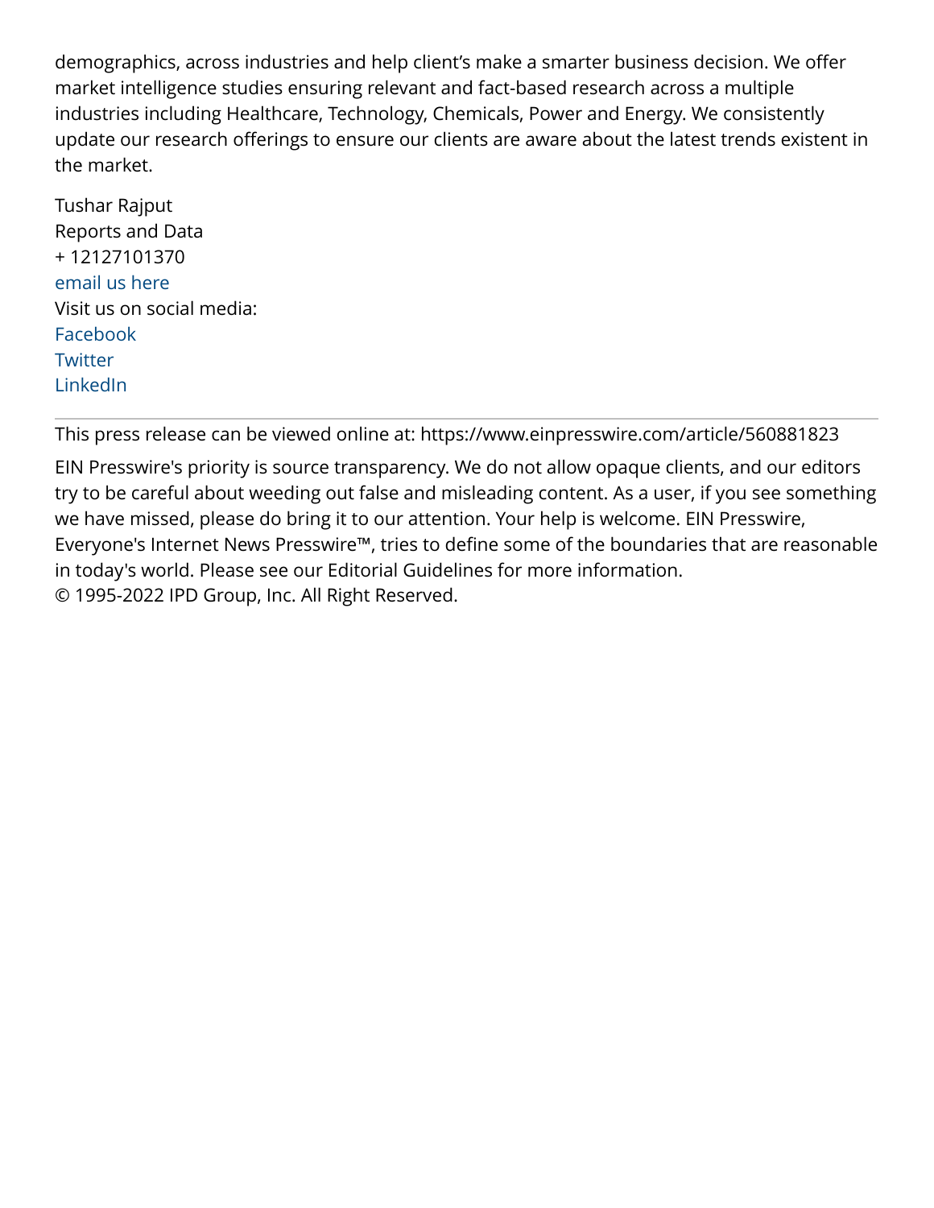demographics, across industries and help client's make a smarter business decision. We offer market intelligence studies ensuring relevant and fact-based research across a multiple industries including Healthcare, Technology, Chemicals, Power and Energy. We consistently update our research offerings to ensure our clients are aware about the latest trends existent in the market.

Tushar Rajput
Reports and Data
+ 12127101370
email us here
Visit us on social media:
Facebook
Twitter
LinkedIn

---

This press release can be viewed online at: https://www.einpresswire.com/article/560881823

EIN Presswire's priority is source transparency. We do not allow opaque clients, and our editors try to be careful about weeding out false and misleading content. As a user, if you see something we have missed, please do bring it to our attention. Your help is welcome. EIN Presswire, Everyone's Internet News Presswire™, tries to define some of the boundaries that are reasonable in today's world. Please see our Editorial Guidelines for more information.
© 1995-2022 IPD Group, Inc. All Right Reserved.